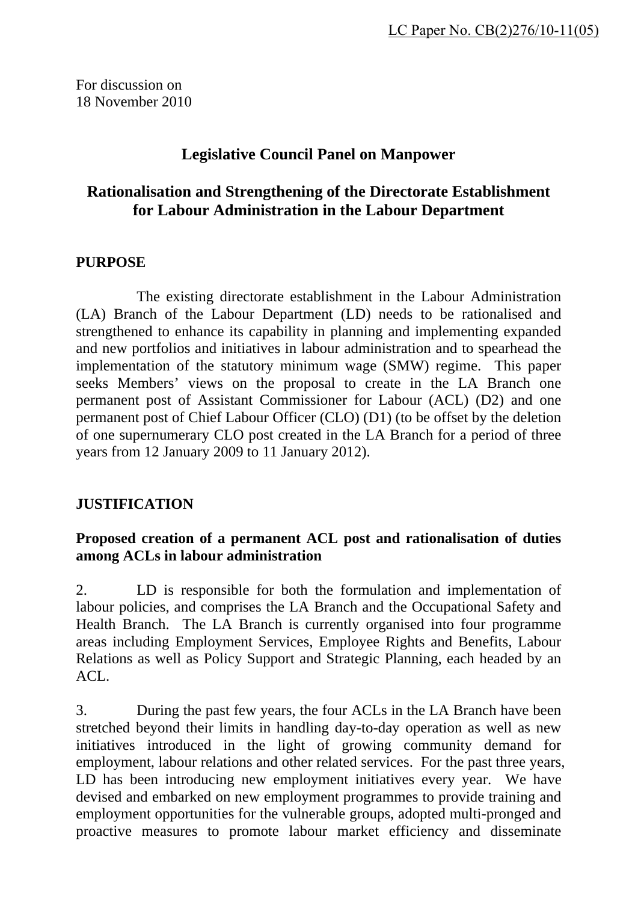LC Paper No. CB(2)276/10-11(05)

For discussion on
18 November 2010

# Legislative Council Panel on Manpower

## Rationalisation and Strengthening of the Directorate Establishment for Labour Administration in the Labour Department

### PURPOSE

The existing directorate establishment in the Labour Administration (LA) Branch of the Labour Department (LD) needs to be rationalised and strengthened to enhance its capability in planning and implementing expanded and new portfolios and initiatives in labour administration and to spearhead the implementation of the statutory minimum wage (SMW) regime. This paper seeks Members' views on the proposal to create in the LA Branch one permanent post of Assistant Commissioner for Labour (ACL) (D2) and one permanent post of Chief Labour Officer (CLO) (D1) (to be offset by the deletion of one supernumerary CLO post created in the LA Branch for a period of three years from 12 January 2009 to 11 January 2012).

### JUSTIFICATION

**Proposed creation of a permanent ACL post and rationalisation of duties among ACLs in labour administration**

2. LD is responsible for both the formulation and implementation of labour policies, and comprises the LA Branch and the Occupational Safety and Health Branch. The LA Branch is currently organised into four programme areas including Employment Services, Employee Rights and Benefits, Labour Relations as well as Policy Support and Strategic Planning, each headed by an ACL.

3. During the past few years, the four ACLs in the LA Branch have been stretched beyond their limits in handling day-to-day operation as well as new initiatives introduced in the light of growing community demand for employment, labour relations and other related services. For the past three years, LD has been introducing new employment initiatives every year. We have devised and embarked on new employment programmes to provide training and employment opportunities for the vulnerable groups, adopted multi-pronged and proactive measures to promote labour market efficiency and disseminate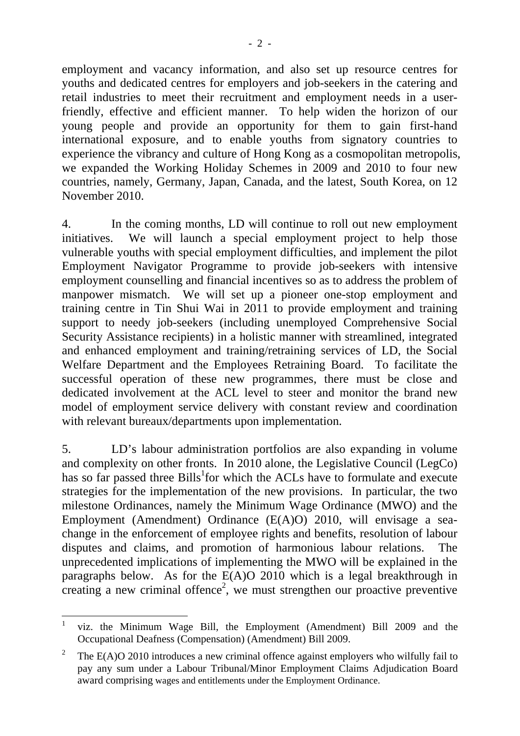employment and vacancy information, and also set up resource centres for youths and dedicated centres for employers and job-seekers in the catering and retail industries to meet their recruitment and employment needs in a user-friendly, effective and efficient manner. To help widen the horizon of our young people and provide an opportunity for them to gain first-hand international exposure, and to enable youths from signatory countries to experience the vibrancy and culture of Hong Kong as a cosmopolitan metropolis, we expanded the Working Holiday Schemes in 2009 and 2010 to four new countries, namely, Germany, Japan, Canada, and the latest, South Korea, on 12 November 2010.

4. In the coming months, LD will continue to roll out new employment initiatives. We will launch a special employment project to help those vulnerable youths with special employment difficulties, and implement the pilot Employment Navigator Programme to provide job-seekers with intensive employment counselling and financial incentives so as to address the problem of manpower mismatch. We will set up a pioneer one-stop employment and training centre in Tin Shui Wai in 2011 to provide employment and training support to needy job-seekers (including unemployed Comprehensive Social Security Assistance recipients) in a holistic manner with streamlined, integrated and enhanced employment and training/retraining services of LD, the Social Welfare Department and the Employees Retraining Board. To facilitate the successful operation of these new programmes, there must be close and dedicated involvement at the ACL level to steer and monitor the brand new model of employment service delivery with constant review and coordination with relevant bureaux/departments upon implementation.

5. LD's labour administration portfolios are also expanding in volume and complexity on other fronts. In 2010 alone, the Legislative Council (LegCo) has so far passed three Bills[1] for which the ACLs have to formulate and execute strategies for the implementation of the new provisions. In particular, the two milestone Ordinances, namely the Minimum Wage Ordinance (MWO) and the Employment (Amendment) Ordinance (E(A)O) 2010, will envisage a sea-change in the enforcement of employee rights and benefits, resolution of labour disputes and claims, and promotion of harmonious labour relations. The unprecedented implications of implementing the MWO will be explained in the paragraphs below. As for the E(A)O 2010 which is a legal breakthrough in creating a new criminal offence[2], we must strengthen our proactive preventive

---

[1] viz. the Minimum Wage Bill, the Employment (Amendment) Bill 2009 and the Occupational Deafness (Compensation) (Amendment) Bill 2009.

[2] The E(A)O 2010 introduces a new criminal offence against employers who wilfully fail to pay any sum under a Labour Tribunal/Minor Employment Claims Adjudication Board award comprising wages and entitlements under the Employment Ordinance.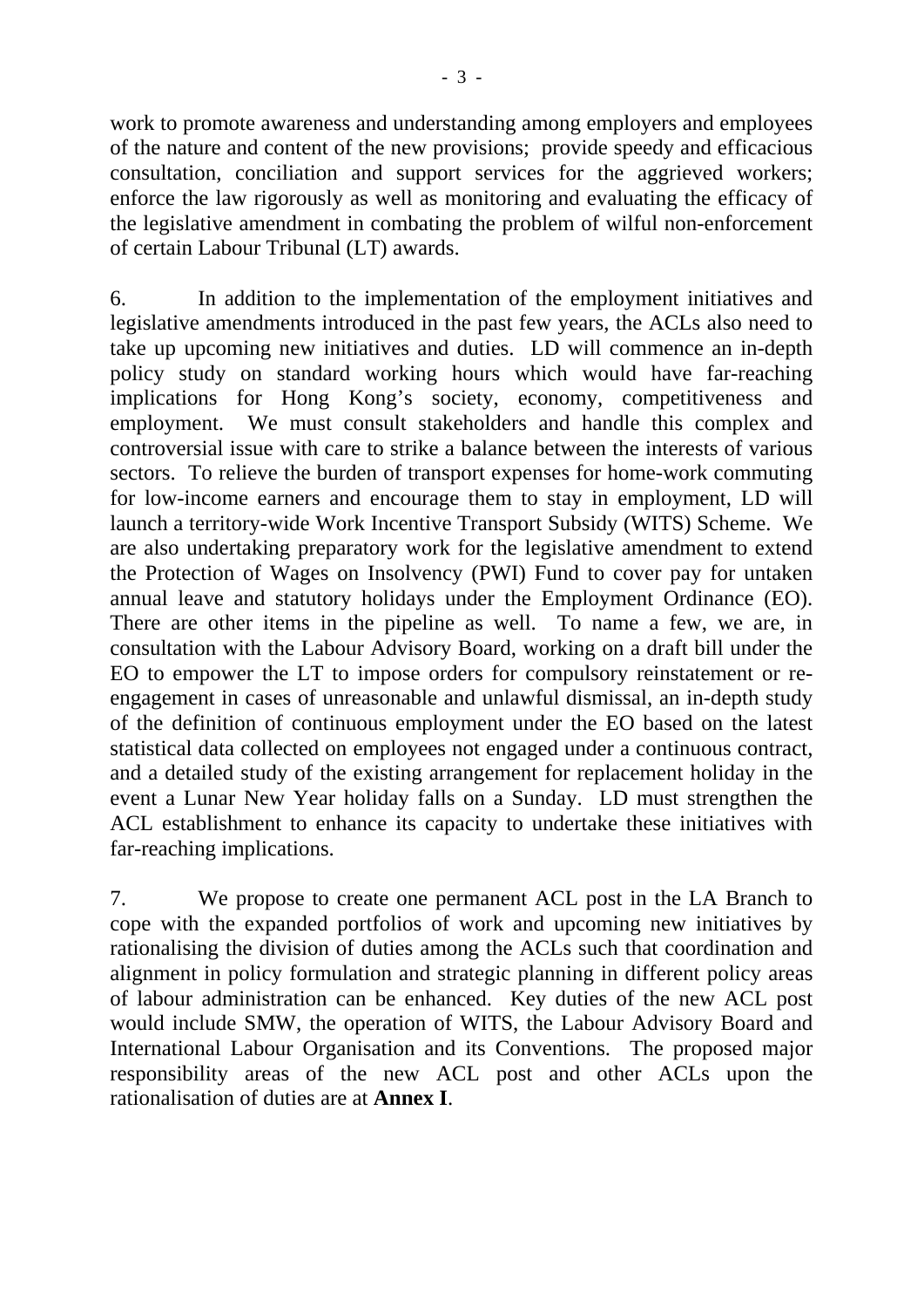work to promote awareness and understanding among employers and employees of the nature and content of the new provisions; provide speedy and efficacious consultation, conciliation and support services for the aggrieved workers; enforce the law rigorously as well as monitoring and evaluating the efficacy of the legislative amendment in combating the problem of wilful non-enforcement of certain Labour Tribunal (LT) awards.

6. In addition to the implementation of the employment initiatives and legislative amendments introduced in the past few years, the ACLs also need to take up upcoming new initiatives and duties. LD will commence an in-depth policy study on standard working hours which would have far-reaching implications for Hong Kong's society, economy, competitiveness and employment. We must consult stakeholders and handle this complex and controversial issue with care to strike a balance between the interests of various sectors. To relieve the burden of transport expenses for home-work commuting for low-income earners and encourage them to stay in employment, LD will launch a territory-wide Work Incentive Transport Subsidy (WITS) Scheme. We are also undertaking preparatory work for the legislative amendment to extend the Protection of Wages on Insolvency (PWI) Fund to cover pay for untaken annual leave and statutory holidays under the Employment Ordinance (EO). There are other items in the pipeline as well. To name a few, we are, in consultation with the Labour Advisory Board, working on a draft bill under the EO to empower the LT to impose orders for compulsory reinstatement or re-engagement in cases of unreasonable and unlawful dismissal, an in-depth study of the definition of continuous employment under the EO based on the latest statistical data collected on employees not engaged under a continuous contract, and a detailed study of the existing arrangement for replacement holiday in the event a Lunar New Year holiday falls on a Sunday. LD must strengthen the ACL establishment to enhance its capacity to undertake these initiatives with far-reaching implications.

7. We propose to create one permanent ACL post in the LA Branch to cope with the expanded portfolios of work and upcoming new initiatives by rationalising the division of duties among the ACLs such that coordination and alignment in policy formulation and strategic planning in different policy areas of labour administration can be enhanced. Key duties of the new ACL post would include SMW, the operation of WITS, the Labour Advisory Board and International Labour Organisation and its Conventions. The proposed major responsibility areas of the new ACL post and other ACLs upon the rationalisation of duties are at **Annex I**.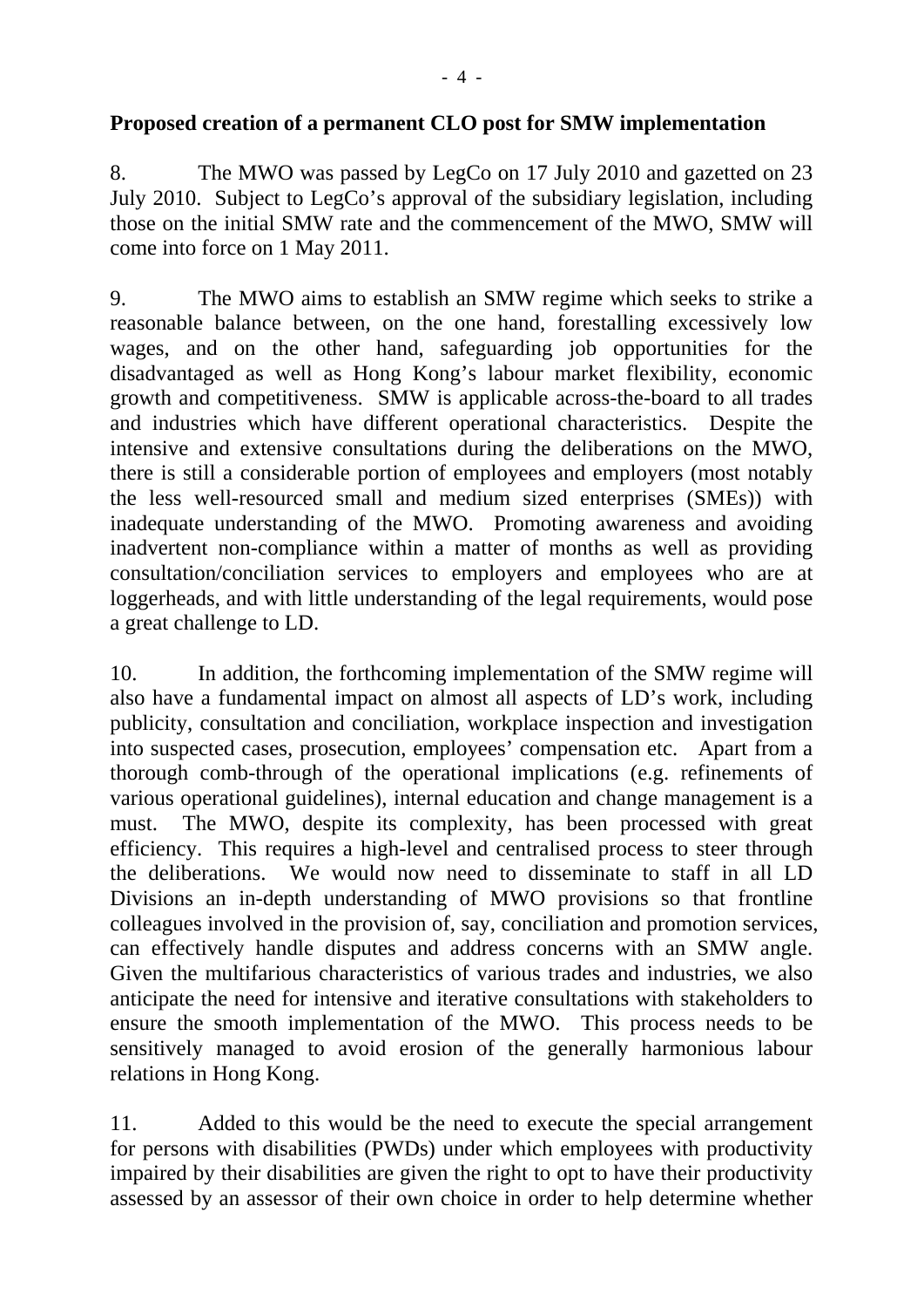**Proposed creation of a permanent CLO post for SMW implementation**

8. The MWO was passed by LegCo on 17 July 2010 and gazetted on 23 July 2010. Subject to LegCo's approval of the subsidiary legislation, including those on the initial SMW rate and the commencement of the MWO, SMW will come into force on 1 May 2011.

9. The MWO aims to establish an SMW regime which seeks to strike a reasonable balance between, on the one hand, forestalling excessively low wages, and on the other hand, safeguarding job opportunities for the disadvantaged as well as Hong Kong's labour market flexibility, economic growth and competitiveness. SMW is applicable across-the-board to all trades and industries which have different operational characteristics. Despite the intensive and extensive consultations during the deliberations on the MWO, there is still a considerable portion of employees and employers (most notably the less well-resourced small and medium sized enterprises (SMEs)) with inadequate understanding of the MWO. Promoting awareness and avoiding inadvertent non-compliance within a matter of months as well as providing consultation/conciliation services to employers and employees who are at loggerheads, and with little understanding of the legal requirements, would pose a great challenge to LD.

10. In addition, the forthcoming implementation of the SMW regime will also have a fundamental impact on almost all aspects of LD's work, including publicity, consultation and conciliation, workplace inspection and investigation into suspected cases, prosecution, employees' compensation etc. Apart from a thorough comb-through of the operational implications (e.g. refinements of various operational guidelines), internal education and change management is a must. The MWO, despite its complexity, has been processed with great efficiency. This requires a high-level and centralised process to steer through the deliberations. We would now need to disseminate to staff in all LD Divisions an in-depth understanding of MWO provisions so that frontline colleagues involved in the provision of, say, conciliation and promotion services, can effectively handle disputes and address concerns with an SMW angle. Given the multifarious characteristics of various trades and industries, we also anticipate the need for intensive and iterative consultations with stakeholders to ensure the smooth implementation of the MWO. This process needs to be sensitively managed to avoid erosion of the generally harmonious labour relations in Hong Kong.

11. Added to this would be the need to execute the special arrangement for persons with disabilities (PWDs) under which employees with productivity impaired by their disabilities are given the right to opt to have their productivity assessed by an assessor of their own choice in order to help determine whether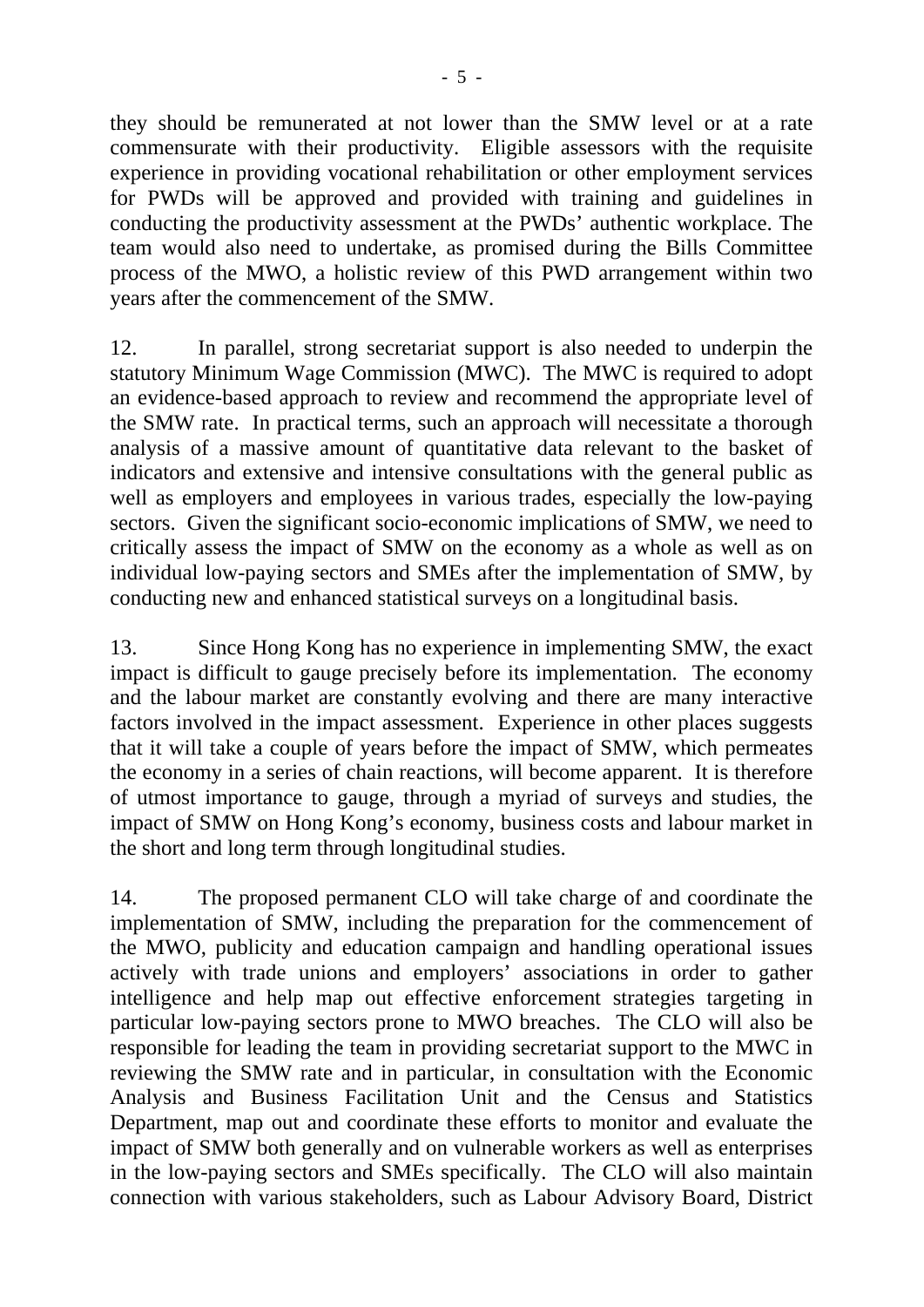they should be remunerated at not lower than the SMW level or at a rate commensurate with their productivity. Eligible assessors with the requisite experience in providing vocational rehabilitation or other employment services for PWDs will be approved and provided with training and guidelines in conducting the productivity assessment at the PWDs' authentic workplace. The team would also need to undertake, as promised during the Bills Committee process of the MWO, a holistic review of this PWD arrangement within two years after the commencement of the SMW.

12. In parallel, strong secretariat support is also needed to underpin the statutory Minimum Wage Commission (MWC). The MWC is required to adopt an evidence-based approach to review and recommend the appropriate level of the SMW rate. In practical terms, such an approach will necessitate a thorough analysis of a massive amount of quantitative data relevant to the basket of indicators and extensive and intensive consultations with the general public as well as employers and employees in various trades, especially the low-paying sectors. Given the significant socio-economic implications of SMW, we need to critically assess the impact of SMW on the economy as a whole as well as on individual low-paying sectors and SMEs after the implementation of SMW, by conducting new and enhanced statistical surveys on a longitudinal basis.

13. Since Hong Kong has no experience in implementing SMW, the exact impact is difficult to gauge precisely before its implementation. The economy and the labour market are constantly evolving and there are many interactive factors involved in the impact assessment. Experience in other places suggests that it will take a couple of years before the impact of SMW, which permeates the economy in a series of chain reactions, will become apparent. It is therefore of utmost importance to gauge, through a myriad of surveys and studies, the impact of SMW on Hong Kong's economy, business costs and labour market in the short and long term through longitudinal studies.

14. The proposed permanent CLO will take charge of and coordinate the implementation of SMW, including the preparation for the commencement of the MWO, publicity and education campaign and handling operational issues actively with trade unions and employers' associations in order to gather intelligence and help map out effective enforcement strategies targeting in particular low-paying sectors prone to MWO breaches. The CLO will also be responsible for leading the team in providing secretariat support to the MWC in reviewing the SMW rate and in particular, in consultation with the Economic Analysis and Business Facilitation Unit and the Census and Statistics Department, map out and coordinate these efforts to monitor and evaluate the impact of SMW both generally and on vulnerable workers as well as enterprises in the low-paying sectors and SMEs specifically. The CLO will also maintain connection with various stakeholders, such as Labour Advisory Board, District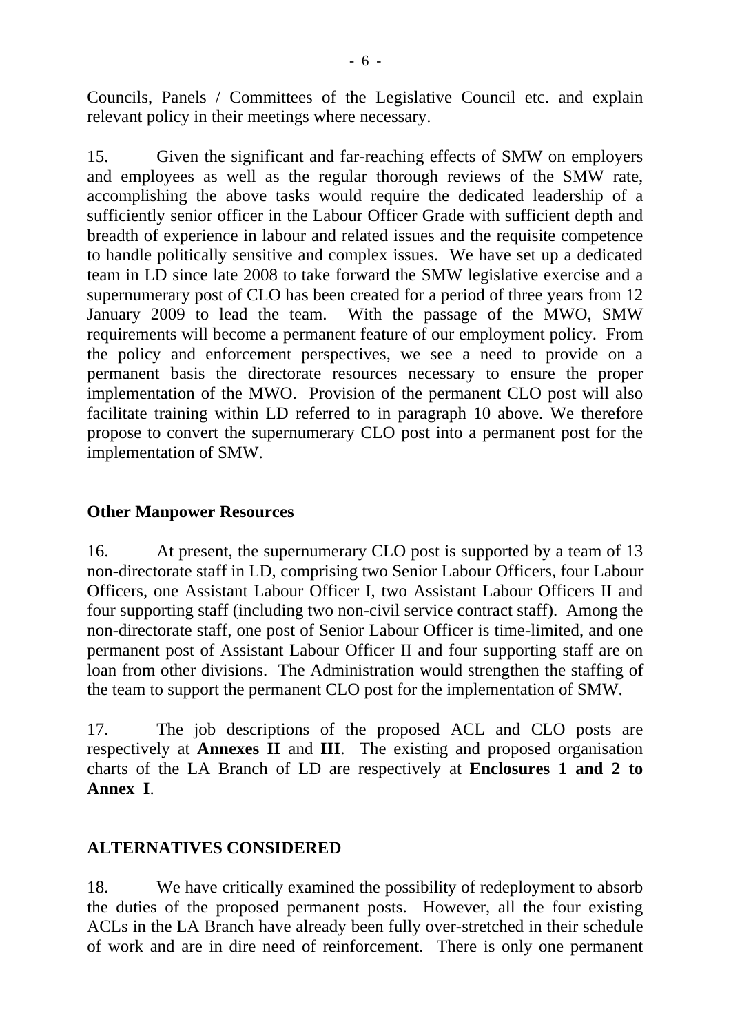Councils, Panels / Committees of the Legislative Council etc. and explain relevant policy in their meetings where necessary.

15. Given the significant and far-reaching effects of SMW on employers and employees as well as the regular thorough reviews of the SMW rate, accomplishing the above tasks would require the dedicated leadership of a sufficiently senior officer in the Labour Officer Grade with sufficient depth and breadth of experience in labour and related issues and the requisite competence to handle politically sensitive and complex issues. We have set up a dedicated team in LD since late 2008 to take forward the SMW legislative exercise and a supernumerary post of CLO has been created for a period of three years from 12 January 2009 to lead the team. With the passage of the MWO, SMW requirements will become a permanent feature of our employment policy. From the policy and enforcement perspectives, we see a need to provide on a permanent basis the directorate resources necessary to ensure the proper implementation of the MWO. Provision of the permanent CLO post will also facilitate training within LD referred to in paragraph 10 above. We therefore propose to convert the supernumerary CLO post into a permanent post for the implementation of SMW.

## Other Manpower Resources

16. At present, the supernumerary CLO post is supported by a team of 13 non-directorate staff in LD, comprising two Senior Labour Officers, four Labour Officers, one Assistant Labour Officer I, two Assistant Labour Officers II and four supporting staff (including two non-civil service contract staff). Among the non-directorate staff, one post of Senior Labour Officer is time-limited, and one permanent post of Assistant Labour Officer II and four supporting staff are on loan from other divisions. The Administration would strengthen the staffing of the team to support the permanent CLO post for the implementation of SMW.

17. The job descriptions of the proposed ACL and CLO posts are respectively at **Annexes II** and **III**. The existing and proposed organisation charts of the LA Branch of LD are respectively at **Enclosures 1 and 2 to Annex I**.

## ALTERNATIVES CONSIDERED

18. We have critically examined the possibility of redeployment to absorb the duties of the proposed permanent posts. However, all the four existing ACLs in the LA Branch have already been fully over-stretched in their schedule of work and are in dire need of reinforcement. There is only one permanent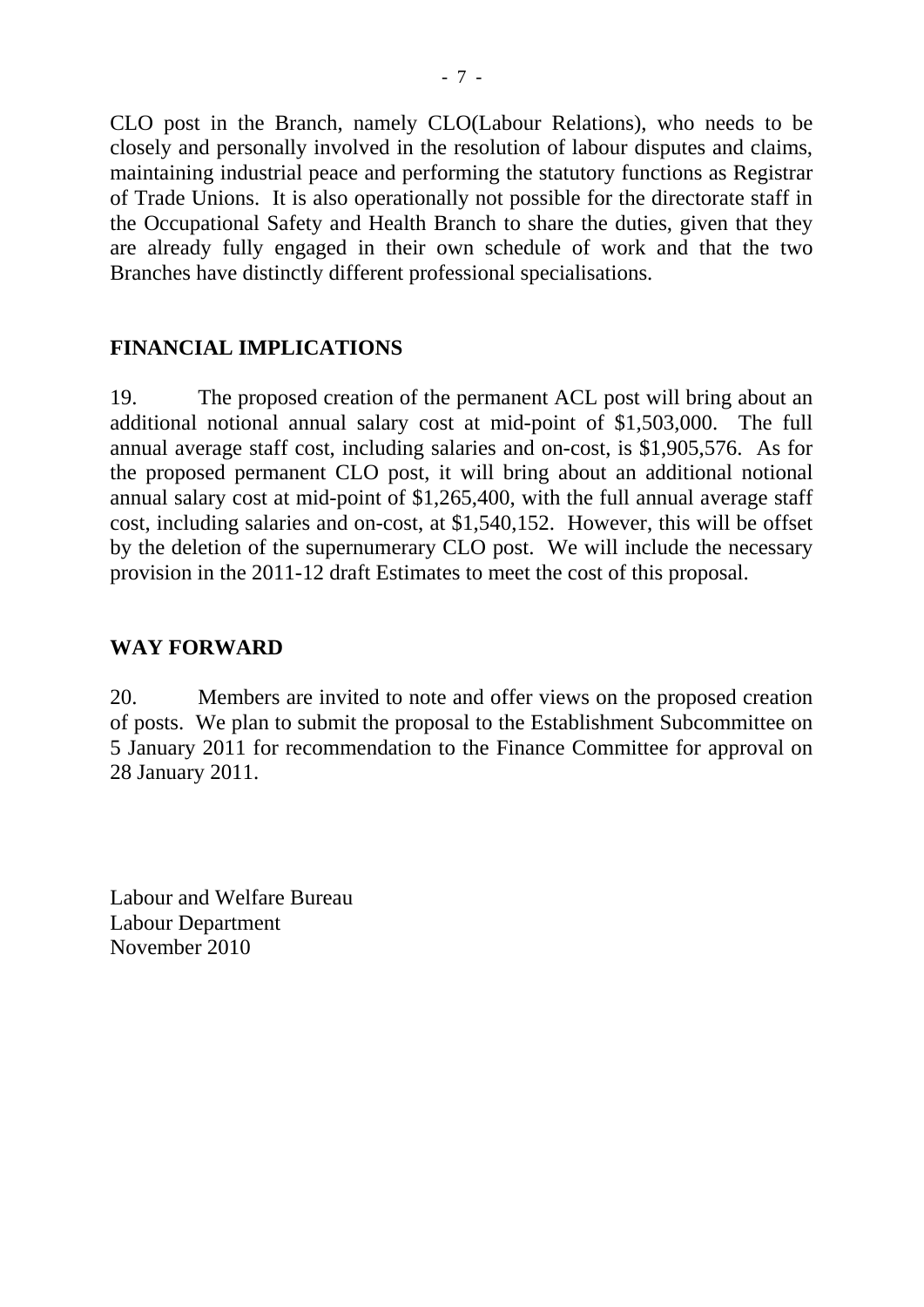CLO post in the Branch, namely CLO(Labour Relations), who needs to be closely and personally involved in the resolution of labour disputes and claims, maintaining industrial peace and performing the statutory functions as Registrar of Trade Unions. It is also operationally not possible for the directorate staff in the Occupational Safety and Health Branch to share the duties, given that they are already fully engaged in their own schedule of work and that the two Branches have distinctly different professional specialisations.

## FINANCIAL IMPLICATIONS

19. The proposed creation of the permanent ACL post will bring about an additional notional annual salary cost at mid-point of $1,503,000. The full annual average staff cost, including salaries and on-cost, is $1,905,576. As for the proposed permanent CLO post, it will bring about an additional notional annual salary cost at mid-point of $1,265,400, with the full annual average staff cost, including salaries and on-cost, at $1,540,152. However, this will be offset by the deletion of the supernumerary CLO post. We will include the necessary provision in the 2011-12 draft Estimates to meet the cost of this proposal.

## WAY FORWARD

20. Members are invited to note and offer views on the proposed creation of posts. We plan to submit the proposal to the Establishment Subcommittee on 5 January 2011 for recommendation to the Finance Committee for approval on 28 January 2011.

Labour and Welfare Bureau
Labour Department
November 2010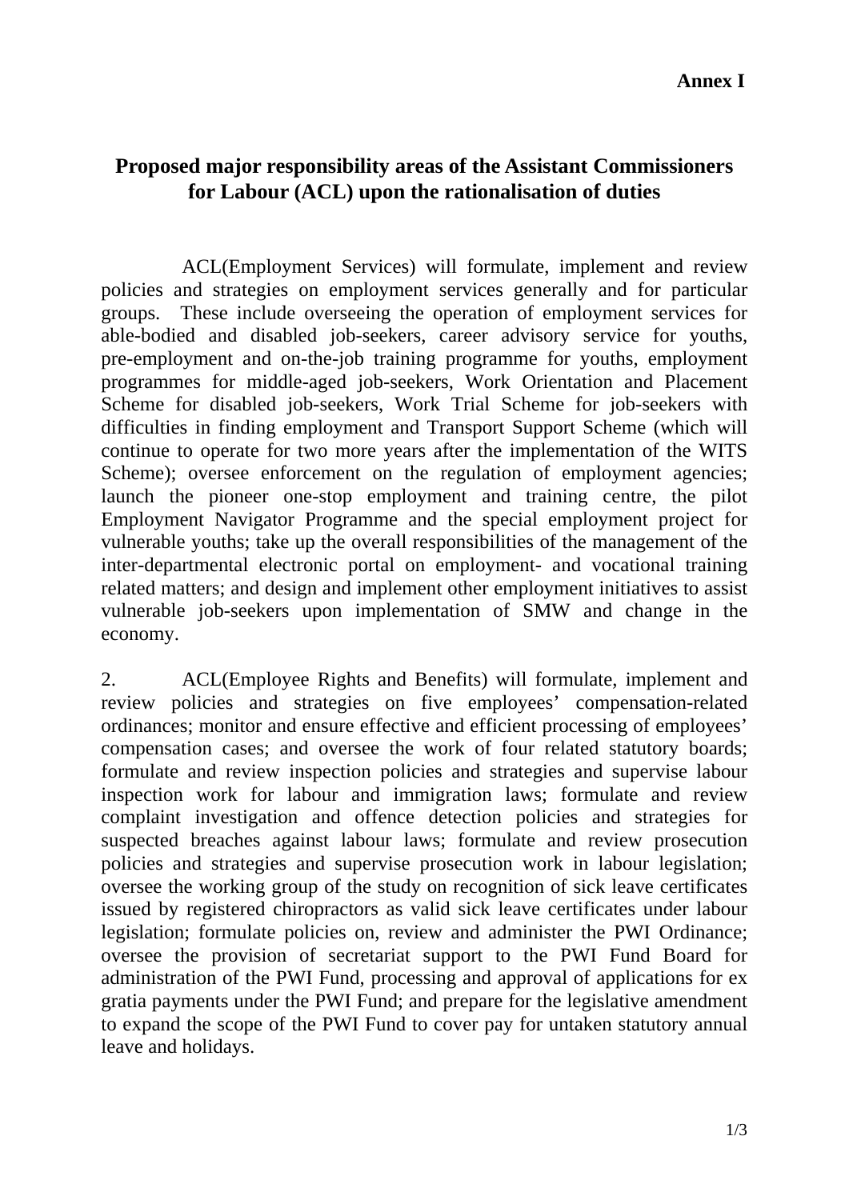**Annex I**

## Proposed major responsibility areas of the Assistant Commissioners for Labour (ACL) upon the rationalisation of duties

ACL(Employment Services) will formulate, implement and review policies and strategies on employment services generally and for particular groups. These include overseeing the operation of employment services for able-bodied and disabled job-seekers, career advisory service for youths, pre-employment and on-the-job training programme for youths, employment programmes for middle-aged job-seekers, Work Orientation and Placement Scheme for disabled job-seekers, Work Trial Scheme for job-seekers with difficulties in finding employment and Transport Support Scheme (which will continue to operate for two more years after the implementation of the WITS Scheme); oversee enforcement on the regulation of employment agencies; launch the pioneer one-stop employment and training centre, the pilot Employment Navigator Programme and the special employment project for vulnerable youths; take up the overall responsibilities of the management of the inter-departmental electronic portal on employment- and vocational training related matters; and design and implement other employment initiatives to assist vulnerable job-seekers upon implementation of SMW and change in the economy.

2. ACL(Employee Rights and Benefits) will formulate, implement and review policies and strategies on five employees' compensation-related ordinances; monitor and ensure effective and efficient processing of employees' compensation cases; and oversee the work of four related statutory boards; formulate and review inspection policies and strategies and supervise labour inspection work for labour and immigration laws; formulate and review complaint investigation and offence detection policies and strategies for suspected breaches against labour laws; formulate and review prosecution policies and strategies and supervise prosecution work in labour legislation; oversee the working group of the study on recognition of sick leave certificates issued by registered chiropractors as valid sick leave certificates under labour legislation; formulate policies on, review and administer the PWI Ordinance; oversee the provision of secretariat support to the PWI Fund Board for administration of the PWI Fund, processing and approval of applications for ex gratia payments under the PWI Fund; and prepare for the legislative amendment to expand the scope of the PWI Fund to cover pay for untaken statutory annual leave and holidays.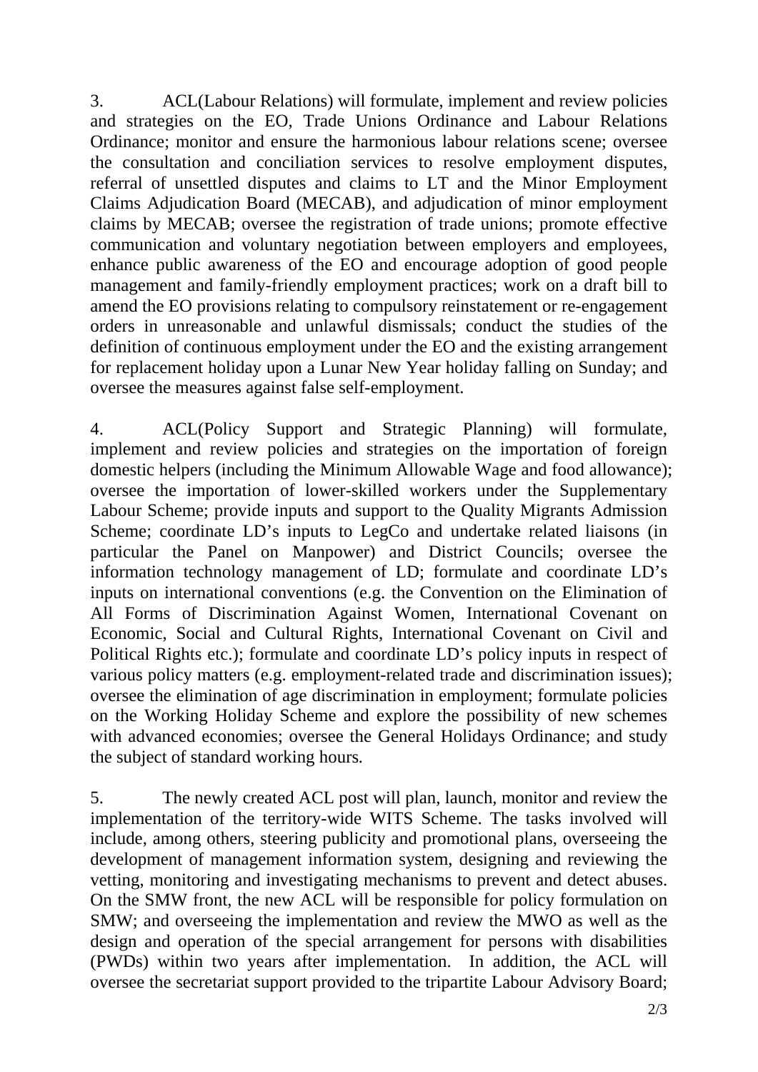3. ACL(Labour Relations) will formulate, implement and review policies and strategies on the EO, Trade Unions Ordinance and Labour Relations Ordinance; monitor and ensure the harmonious labour relations scene; oversee the consultation and conciliation services to resolve employment disputes, referral of unsettled disputes and claims to LT and the Minor Employment Claims Adjudication Board (MECAB), and adjudication of minor employment claims by MECAB; oversee the registration of trade unions; promote effective communication and voluntary negotiation between employers and employees, enhance public awareness of the EO and encourage adoption of good people management and family-friendly employment practices; work on a draft bill to amend the EO provisions relating to compulsory reinstatement or re-engagement orders in unreasonable and unlawful dismissals; conduct the studies of the definition of continuous employment under the EO and the existing arrangement for replacement holiday upon a Lunar New Year holiday falling on Sunday; and oversee the measures against false self-employment.

4. ACL(Policy Support and Strategic Planning) will formulate, implement and review policies and strategies on the importation of foreign domestic helpers (including the Minimum Allowable Wage and food allowance); oversee the importation of lower-skilled workers under the Supplementary Labour Scheme; provide inputs and support to the Quality Migrants Admission Scheme; coordinate LD's inputs to LegCo and undertake related liaisons (in particular the Panel on Manpower) and District Councils; oversee the information technology management of LD; formulate and coordinate LD's inputs on international conventions (e.g. the Convention on the Elimination of All Forms of Discrimination Against Women, International Covenant on Economic, Social and Cultural Rights, International Covenant on Civil and Political Rights etc.); formulate and coordinate LD's policy inputs in respect of various policy matters (e.g. employment-related trade and discrimination issues); oversee the elimination of age discrimination in employment; formulate policies on the Working Holiday Scheme and explore the possibility of new schemes with advanced economies; oversee the General Holidays Ordinance; and study the subject of standard working hours.

5. The newly created ACL post will plan, launch, monitor and review the implementation of the territory-wide WITS Scheme. The tasks involved will include, among others, steering publicity and promotional plans, overseeing the development of management information system, designing and reviewing the vetting, monitoring and investigating mechanisms to prevent and detect abuses. On the SMW front, the new ACL will be responsible for policy formulation on SMW; and overseeing the implementation and review the MWO as well as the design and operation of the special arrangement for persons with disabilities (PWDs) within two years after implementation. In addition, the ACL will oversee the secretariat support provided to the tripartite Labour Advisory Board;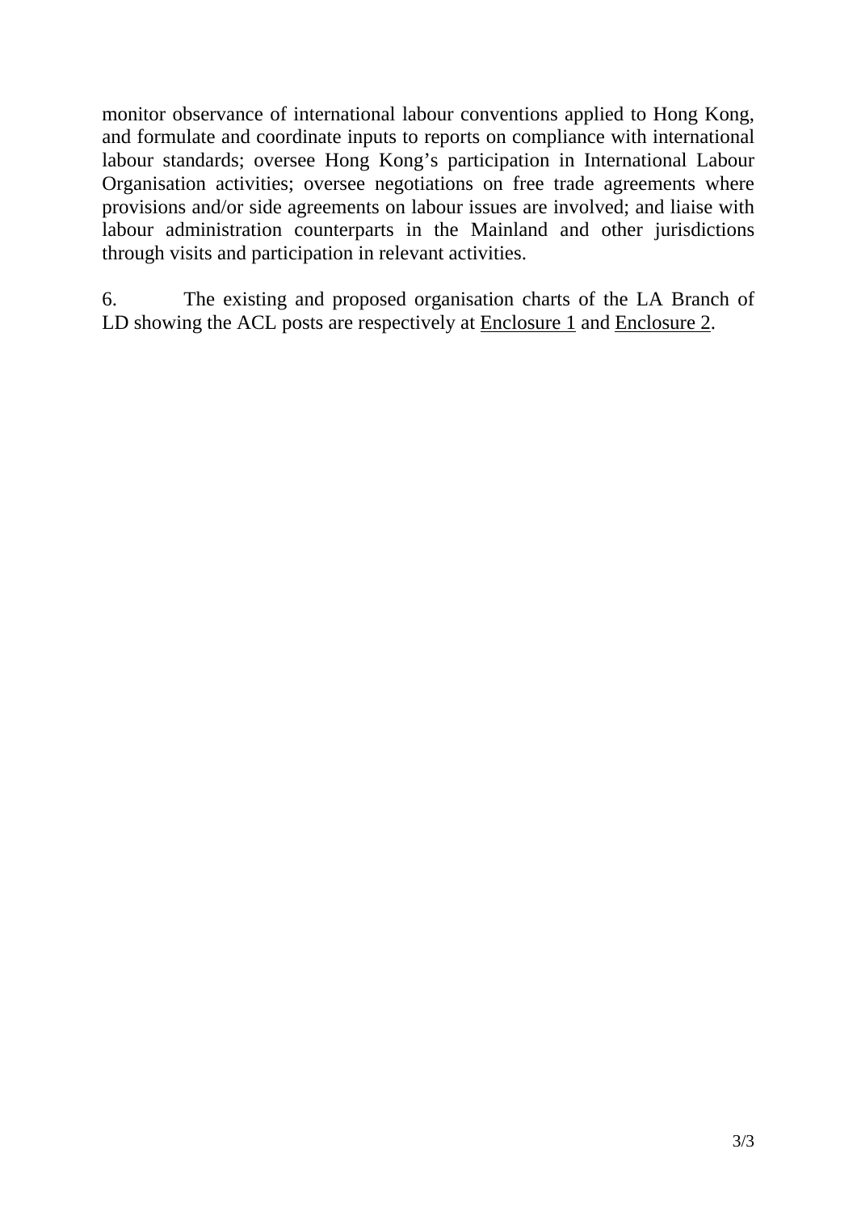monitor observance of international labour conventions applied to Hong Kong, and formulate and coordinate inputs to reports on compliance with international labour standards; oversee Hong Kong's participation in International Labour Organisation activities; oversee negotiations on free trade agreements where provisions and/or side agreements on labour issues are involved; and liaise with labour administration counterparts in the Mainland and other jurisdictions through visits and participation in relevant activities.

6. The existing and proposed organisation charts of the LA Branch of LD showing the ACL posts are respectively at Enclosure 1 and Enclosure 2.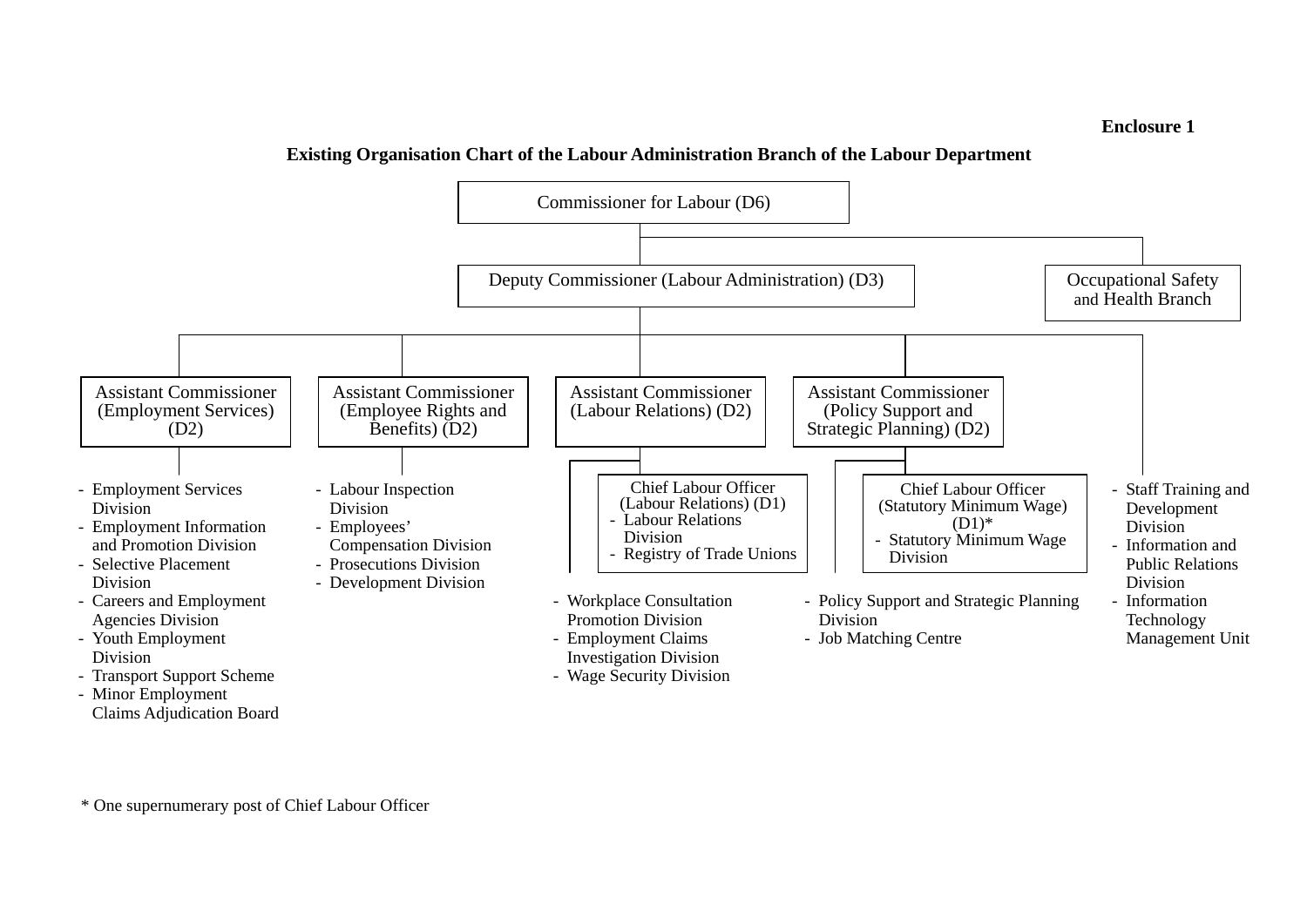**Enclosure 1**

**Existing Organisation Chart of the Labour Administration Branch of the Labour Department**

- Commissioner for Labour (D6)
  - Deputy Commissioner (Labour Administration) (D3)
    - Assistant Commissioner (Employment Services) (D2)
      - Employment Services Division
      - Employment Information and Promotion Division
      - Selective Placement Division
      - Careers and Employment Agencies Division
      - Youth Employment Division
      - Transport Support Scheme
      - Minor Employment Claims Adjudication Board
    - Assistant Commissioner (Employee Rights and Benefits) (D2)
      - Labour Inspection Division
      - Employees' Compensation Division
      - Prosecutions Division
      - Development Division
    - Assistant Commissioner (Labour Relations) (D2)
      - Chief Labour Officer (Labour Relations) (D1)
        - Labour Relations Division
        - Registry of Trade Unions
      - Workplace Consultation Promotion Division
      - Employment Claims Investigation Division
      - Wage Security Division
    - Assistant Commissioner (Policy Support and Strategic Planning) (D2)
      - Chief Labour Officer (Statutory Minimum Wage) (D1)*
        - Statutory Minimum Wage Division
      - Policy Support and Strategic Planning Division
      - Job Matching Centre
    - Staff Training and Development Division
    - Information and Public Relations Division
    - Information Technology Management Unit
  - Occupational Safety and Health Branch

* One supernumerary post of Chief Labour Officer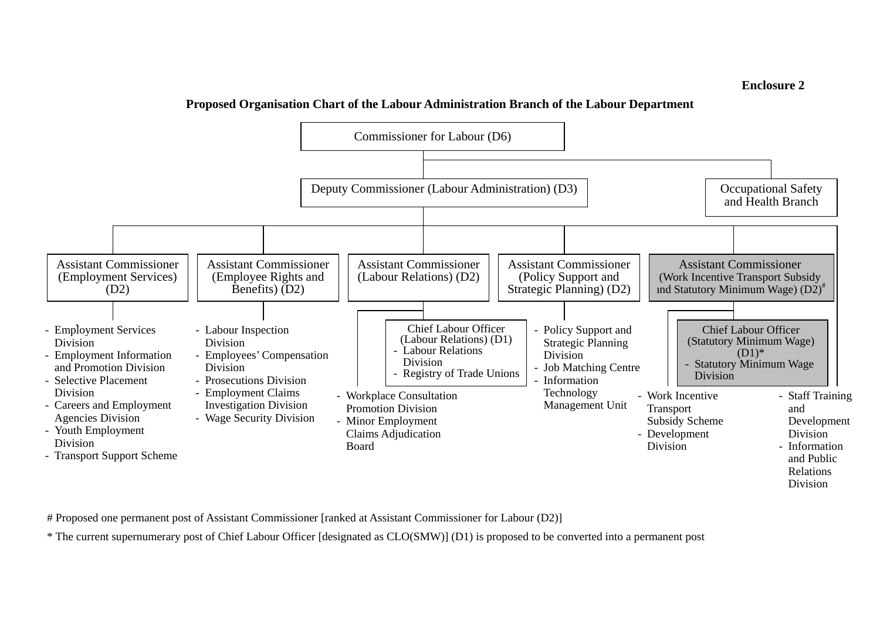**Enclosure 2**

**Proposed Organisation Chart of the Labour Administration Branch of the Labour Department**

- Commissioner for Labour (D6)
  - Deputy Commissioner (Labour Administration) (D3)
    - Assistant Commissioner (Employment Services) (D2)
      - Employment Services Division
      - Employment Information and Promotion Division
      - Selective Placement Division
      - Careers and Employment Agencies Division
      - Youth Employment Division
      - Transport Support Scheme
    - Assistant Commissioner (Employee Rights and Benefits) (D2)
      - Labour Inspection Division
      - Employees' Compensation Division
      - Prosecutions Division
      - Employment Claims Investigation Division
      - Wage Security Division
    - Assistant Commissioner (Labour Relations) (D2)
      - Chief Labour Officer (Labour Relations) (D1)
        - Labour Relations Division
        - Registry of Trade Unions
      - Workplace Consultation Promotion Division
      - Minor Employment Claims Adjudication Board
    - Assistant Commissioner (Policy Support and Strategic Planning) (D2)
      - Policy Support and Strategic Planning Division
      - Job Matching Centre
      - Information Technology Management Unit
    - Assistant Commissioner (Work Incentive Transport Subsidy and Statutory Minimum Wage) (D2)#
      - Chief Labour Officer (Statutory Minimum Wage) (D1)*
        - Statutory Minimum Wage Division
      - Work Incentive Transport Subsidy Scheme
      - Development Division
    - Staff Training and Development Division
    - Information and Public Relations Division
  - Occupational Safety and Health Branch

# Proposed one permanent post of Assistant Commissioner [ranked at Assistant Commissioner for Labour (D2)]

* The current supernumerary post of Chief Labour Officer [designated as CLO(SMW)] (D1) is proposed to be converted into a permanent post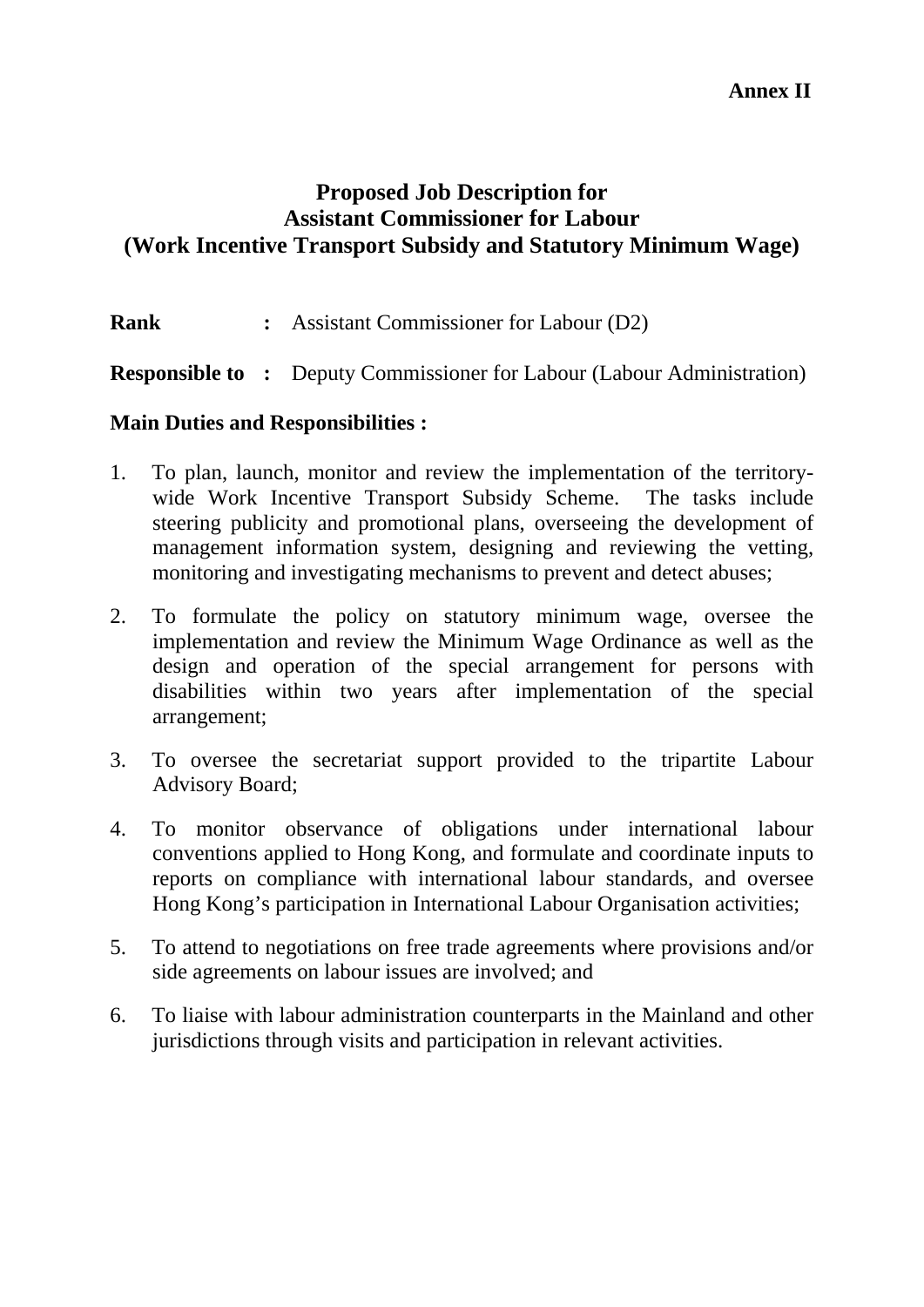**Annex II**

# Proposed Job Description for Assistant Commissioner for Labour (Work Incentive Transport Subsidy and Statutory Minimum Wage)

**Rank** **:** Assistant Commissioner for Labour (D2)

**Responsible to** **:** Deputy Commissioner for Labour (Labour Administration)

**Main Duties and Responsibilities :**

1. To plan, launch, monitor and review the implementation of the territory-wide Work Incentive Transport Subsidy Scheme. The tasks include steering publicity and promotional plans, overseeing the development of management information system, designing and reviewing the vetting, monitoring and investigating mechanisms to prevent and detect abuses;

2. To formulate the policy on statutory minimum wage, oversee the implementation and review the Minimum Wage Ordinance as well as the design and operation of the special arrangement for persons with disabilities within two years after implementation of the special arrangement;

3. To oversee the secretariat support provided to the tripartite Labour Advisory Board;

4. To monitor observance of obligations under international labour conventions applied to Hong Kong, and formulate and coordinate inputs to reports on compliance with international labour standards, and oversee Hong Kong's participation in International Labour Organisation activities;

5. To attend to negotiations on free trade agreements where provisions and/or side agreements on labour issues are involved; and

6. To liaise with labour administration counterparts in the Mainland and other jurisdictions through visits and participation in relevant activities.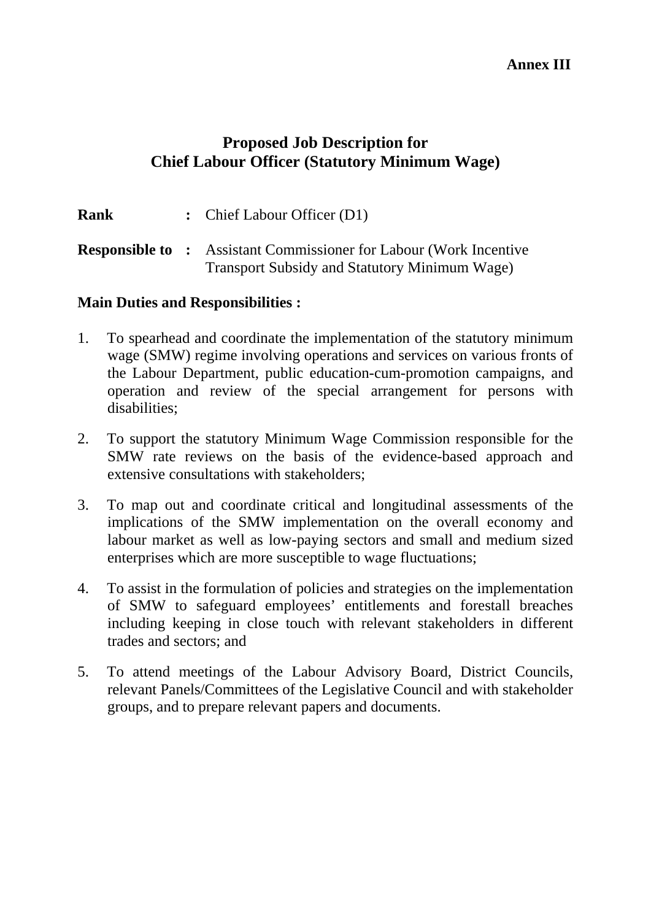**Annex III**

# Proposed Job Description for Chief Labour Officer (Statutory Minimum Wage)

**Rank** : Chief Labour Officer (D1)

**Responsible to** : Assistant Commissioner for Labour (Work Incentive Transport Subsidy and Statutory Minimum Wage)

**Main Duties and Responsibilities :**

1. To spearhead and coordinate the implementation of the statutory minimum wage (SMW) regime involving operations and services on various fronts of the Labour Department, public education-cum-promotion campaigns, and operation and review of the special arrangement for persons with disabilities;

2. To support the statutory Minimum Wage Commission responsible for the SMW rate reviews on the basis of the evidence-based approach and extensive consultations with stakeholders;

3. To map out and coordinate critical and longitudinal assessments of the implications of the SMW implementation on the overall economy and labour market as well as low-paying sectors and small and medium sized enterprises which are more susceptible to wage fluctuations;

4. To assist in the formulation of policies and strategies on the implementation of SMW to safeguard employees' entitlements and forestall breaches including keeping in close touch with relevant stakeholders in different trades and sectors; and

5. To attend meetings of the Labour Advisory Board, District Councils, relevant Panels/Committees of the Legislative Council and with stakeholder groups, and to prepare relevant papers and documents.